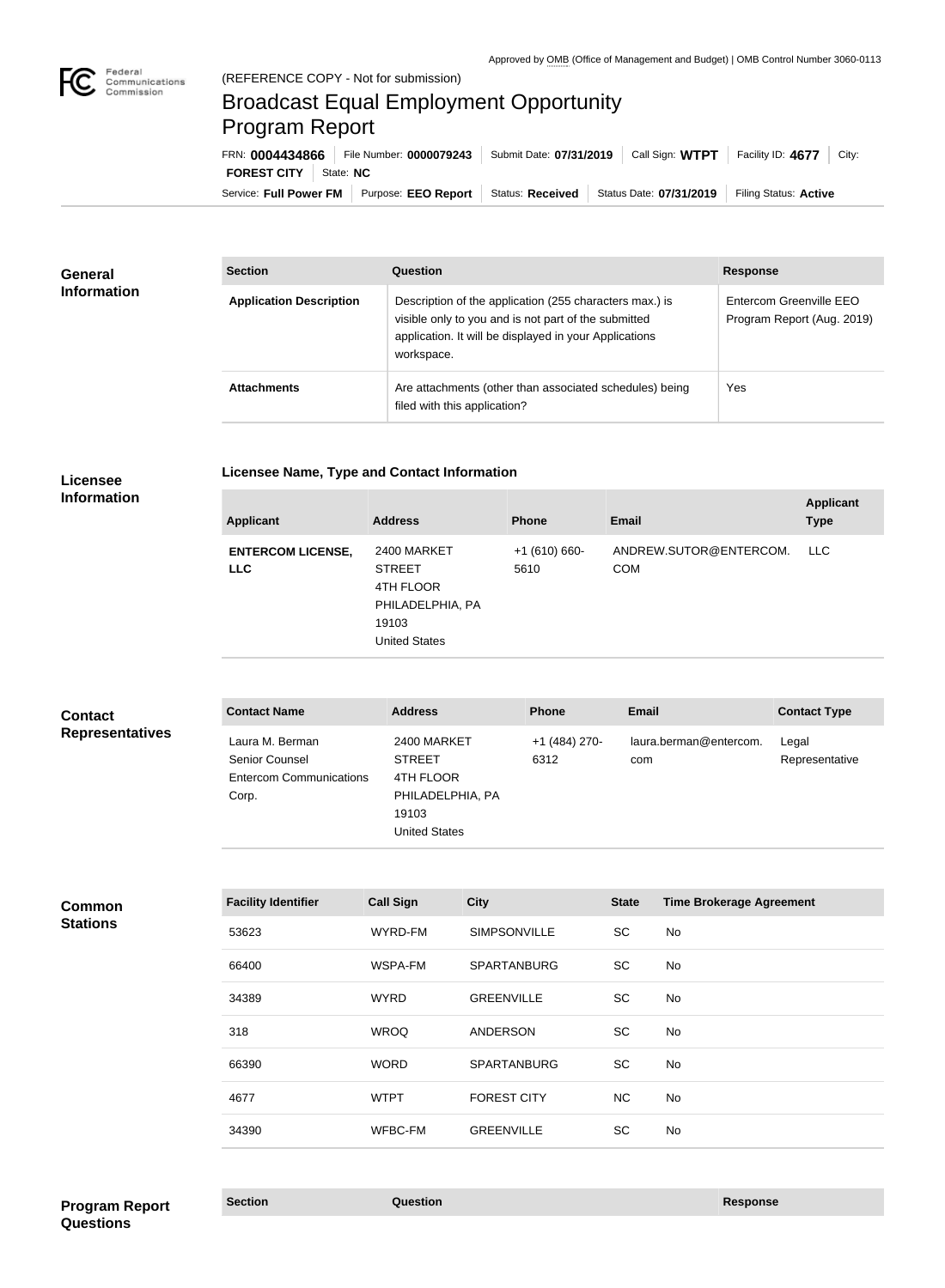Approved by OMB (Office of Management and Budget) | OMB Control Number 3060-0113

Federal Communications Commission

(REFERENCE COPY - Not for submission)

# Broadcast Equal Employment Opportunity Program Report

FRN: **0004434866** | File Number: **0000079243** | Submit Date: **07/31/2019** | Call Sign: **WTPT** | Facility ID: **4677** | City: **FOREST CITY** | State: **NC**

Service: **Full Power FM** | Purpose: **EEO Report** | Status: **Received** | Status Date: **07/31/2019** | Filing Status: **Active**

## General Information

| Section | Question | Response |
|---|---|---|
| **Application Description** | Description of the application (255 characters max.) is visible only to you and is not part of the submitted application. It will be displayed in your Applications workspace. | Entercom Greenville EEO Program Report (Aug. 2019) |
| **Attachments** | Are attachments (other than associated schedules) being filed with this application? | Yes |

## Licensee Information

### Licensee Name, Type and Contact Information

| Applicant | Address | Phone | Email | Applicant Type |
|---|---|---|---|---|
| **ENTERCOM LICENSE, LLC** | 2400 MARKET STREET 4TH FLOOR PHILADELPHIA, PA 19103 United States | +1 (610) 660-5610 | ANDREW.SUTOR@ENTERCOM.COM | LLC |

## Contact Representatives

| Contact Name | Address | Phone | Email | Contact Type |
|---|---|---|---|---|
| Laura M. Berman Senior Counsel Entercom Communications Corp. | 2400 MARKET STREET 4TH FLOOR PHILADELPHIA, PA 19103 United States | +1 (484) 270-6312 | laura.berman@entercom.com | Legal Representative |

## Common Stations

| Facility Identifier | Call Sign | City | State | Time Brokerage Agreement |
|---|---|---|---|---|
| 53623 | WYRD-FM | SIMPSONVILLE | SC | No |
| 66400 | WSPA-FM | SPARTANBURG | SC | No |
| 34389 | WYRD | GREENVILLE | SC | No |
| 318 | WROQ | ANDERSON | SC | No |
| 66390 | WORD | SPARTANBURG | SC | No |
| 4677 | WTPT | FOREST CITY | NC | No |
| 34390 | WFBC-FM | GREENVILLE | SC | No |

## Program Report Questions

| Section | Question | Response |
|---|---|---|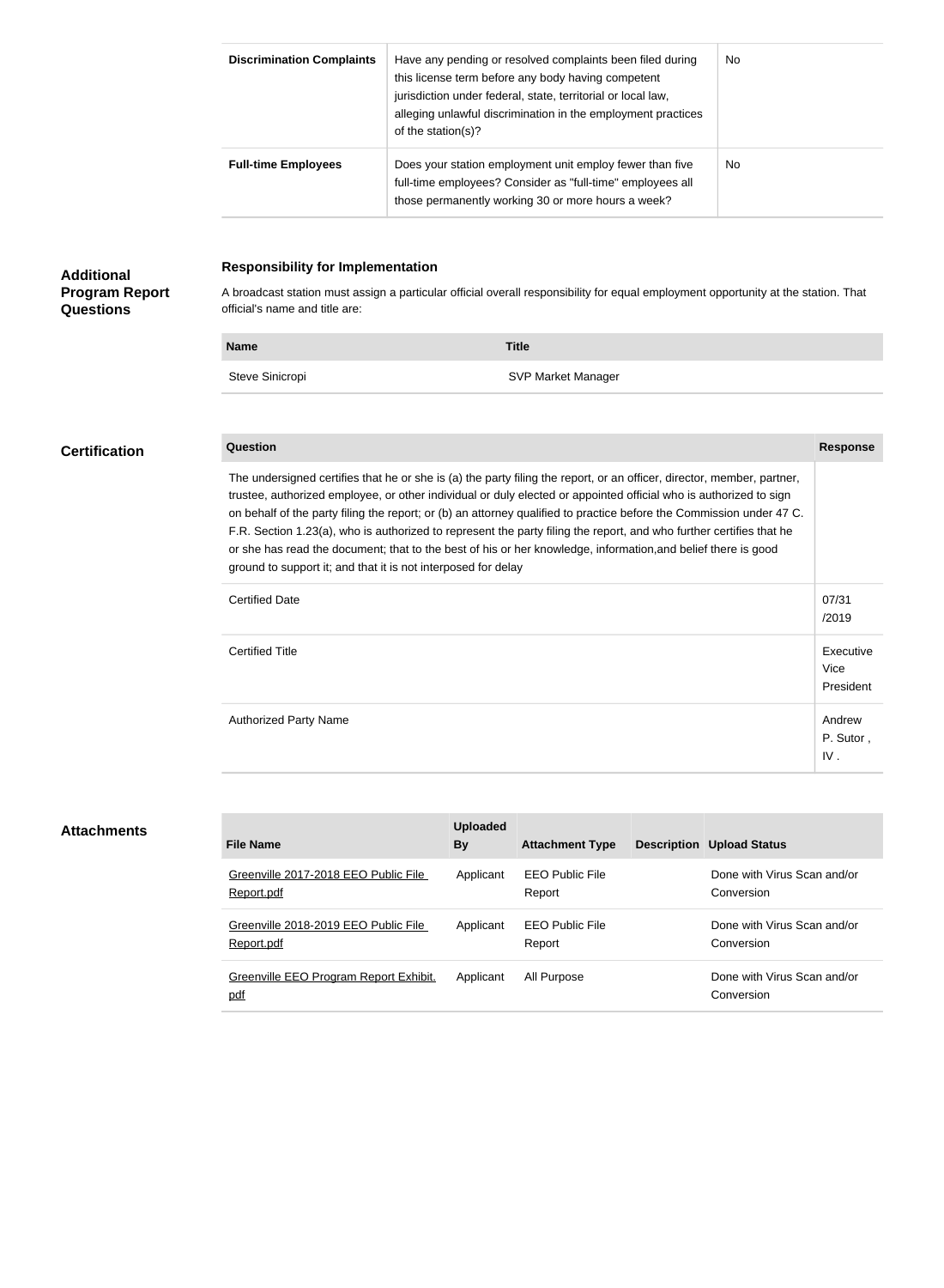| | | |
|---|---|---|
| **Discrimination Complaints** | Have any pending or resolved complaints been filed during this license term before any body having competent jurisdiction under federal, state, territorial or local law, alleging unlawful discrimination in the employment practices of the station(s)? | No |
| **Full-time Employees** | Does your station employment unit employ fewer than five full-time employees? Consider as "full-time" employees all those permanently working 30 or more hours a week? | No |

## Additional Program Report Questions

### Responsibility for Implementation

A broadcast station must assign a particular official overall responsibility for equal employment opportunity at the station. That official's name and title are:

| Name | Title |
|---|---|
| Steve Sinicropi | SVP Market Manager |

## Certification

| Question | Response |
|---|---|
| The undersigned certifies that he or she is (a) the party filing the report, or an officer, director, member, partner, trustee, authorized employee, or other individual or duly elected or appointed official who is authorized to sign on behalf of the party filing the report; or (b) an attorney qualified to practice before the Commission under 47 C.F.R. Section 1.23(a), who is authorized to represent the party filing the report, and who further certifies that he or she has read the document; that to the best of his or her knowledge, information,and belief there is good ground to support it; and that it is not interposed for delay | |
| Certified Date | 07/31/2019 |
| Certified Title | Executive Vice President |
| Authorized Party Name | Andrew P. Sutor , IV . |

## Attachments

| File Name | Uploaded By | Attachment Type | Description | Upload Status |
|---|---|---|---|---|
| Greenville 2017-2018 EEO Public File Report.pdf | Applicant | EEO Public File Report | | Done with Virus Scan and/or Conversion |
| Greenville 2018-2019 EEO Public File Report.pdf | Applicant | EEO Public File Report | | Done with Virus Scan and/or Conversion |
| Greenville EEO Program Report Exhibit.pdf | Applicant | All Purpose | | Done with Virus Scan and/or Conversion |